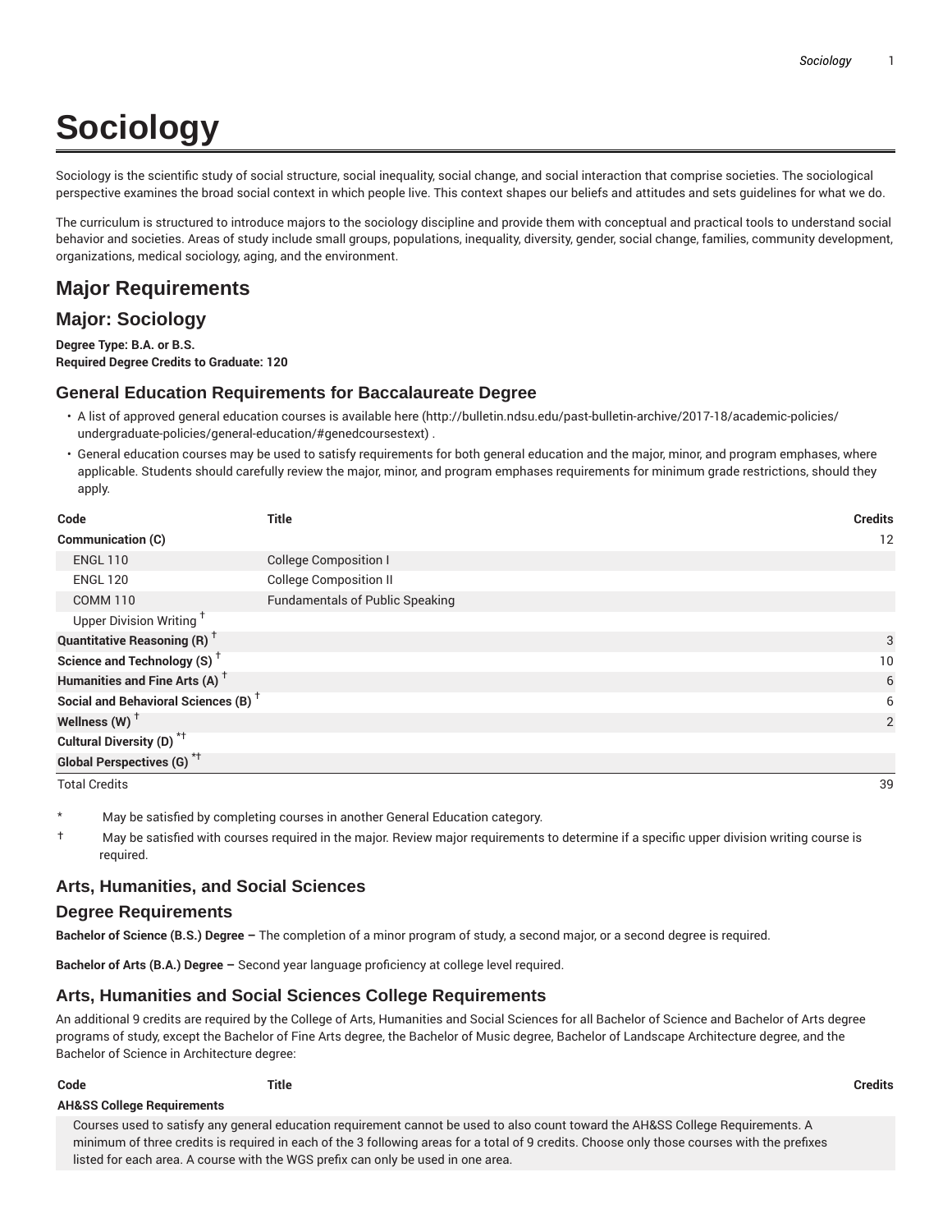# Sociology

Sociology is the scientific study of social structure, social inequality, social change, and social interaction that comprise societies. The sociological perspective examines the broad social context in which people live. This context shapes our beliefs and attitudes and sets guidelines for what we do.

The curriculum is structured to introduce majors to the sociology discipline and provide them with conceptual and practical tools to understand social behavior and societies. Areas of study include small groups, populations, inequality, diversity, gender, social change, families, community development, organizations, medical sociology, aging, and the environment.

## Major Requirements

## Major: Sociology

**Degree Type: B.A. or B.S.**
**Required Degree Credits to Graduate: 120**

### General Education Requirements for Baccalaureate Degree

- A list of approved general education courses is available here (http://bulletin.ndsu.edu/past-bulletin-archive/2017-18/academic-policies/undergraduate-policies/general-education/#genedcoursestext) .
- General education courses may be used to satisfy requirements for both general education and the major, minor, and program emphases, where applicable. Students should carefully review the major, minor, and program emphases requirements for minimum grade restrictions, should they apply.

| Code | Title | Credits |
|---|---|---|
| **Communication (C)** | | 12 |
| ENGL 110 | College Composition I | |
| ENGL 120 | College Composition II | |
| COMM 110 | Fundamentals of Public Speaking | |
| Upper Division Writing † | | |
| **Quantitative Reasoning (R) †** | | 3 |
| **Science and Technology (S) †** | | 10 |
| **Humanities and Fine Arts (A) †** | | 6 |
| **Social and Behavioral Sciences (B) †** | | 6 |
| **Wellness (W) †** | | 2 |
| **Cultural Diversity (D) *†** | | |
| **Global Perspectives (G) *†** | | |
| Total Credits | | 39 |

\* May be satisfied by completing courses in another General Education category.

† May be satisfied with courses required in the major. Review major requirements to determine if a specific upper division writing course is required.

### Arts, Humanities, and Social Sciences

### Degree Requirements

**Bachelor of Science (B.S.) Degree –** The completion of a minor program of study, a second major, or a second degree is required.

**Bachelor of Arts (B.A.) Degree –** Second year language proficiency at college level required.

### Arts, Humanities and Social Sciences College Requirements

An additional 9 credits are required by the College of Arts, Humanities and Social Sciences for all Bachelor of Science and Bachelor of Arts degree programs of study, except the Bachelor of Fine Arts degree, the Bachelor of Music degree, Bachelor of Landscape Architecture degree, and the Bachelor of Science in Architecture degree:

| Code | Title | Credits |
|---|---|---|
| **AH&SS College Requirements** | | |
| Courses used to satisfy any general education requirement cannot be used to also count toward the AH&SS College Requirements. A minimum of three credits is required in each of the 3 following areas for a total of 9 credits. Choose only those courses with the prefixes listed for each area. A course with the WGS prefix can only be used in one area. | | |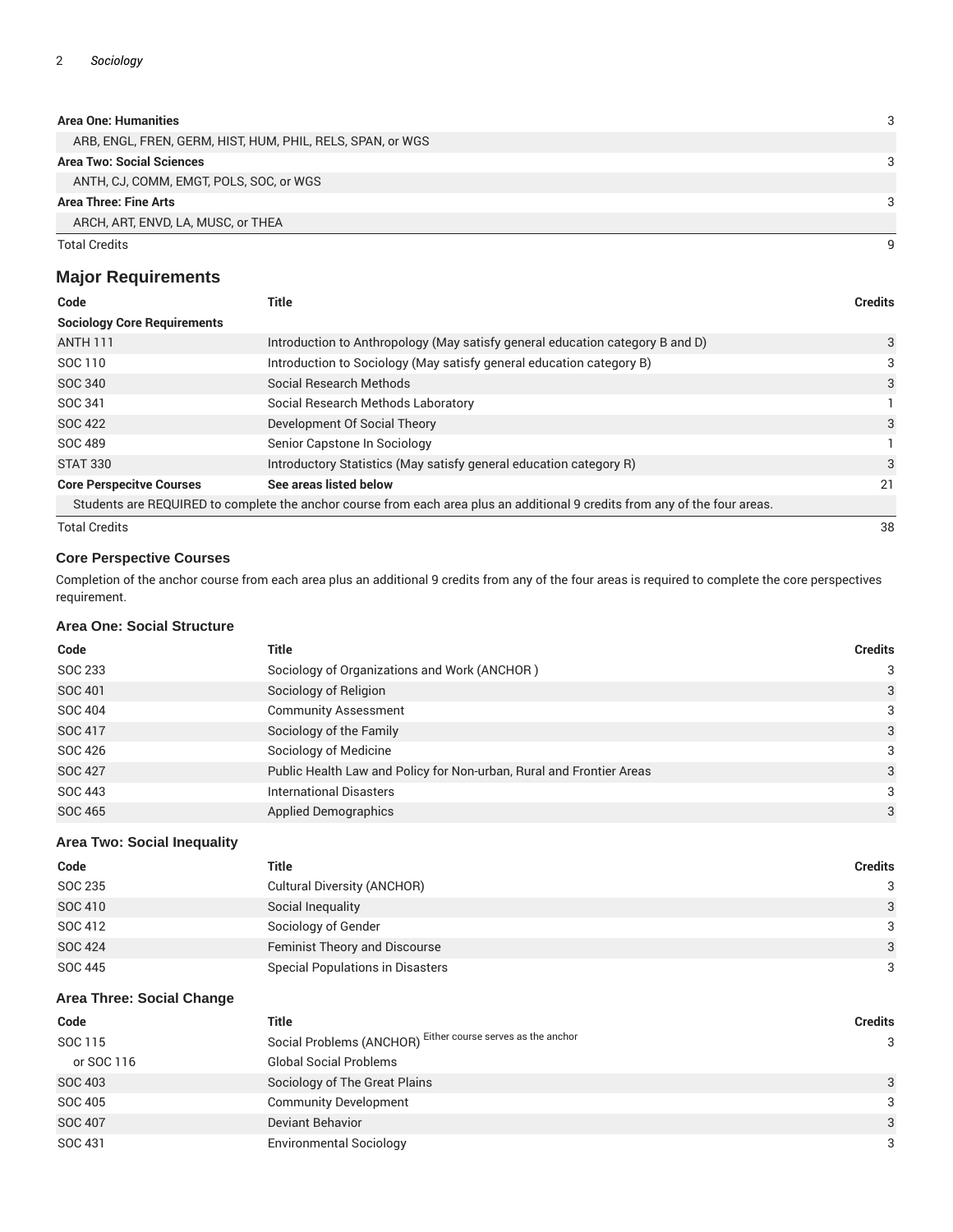| | |
|---|---|
| **Area One: Humanities** | 3 |
| ARB, ENGL, FREN, GERM, HIST, HUM, PHIL, RELS, SPAN, or WGS | |
| **Area Two: Social Sciences** | 3 |
| ANTH, CJ, COMM, EMGT, POLS, SOC, or WGS | |
| **Area Three: Fine Arts** | 3 |
| ARCH, ART, ENVD, LA, MUSC, or THEA | |
| Total Credits | 9 |

## Major Requirements

| Code | Title | Credits |
|---|---|---|
| **Sociology Core Requirements** | | |
| ANTH 111 | Introduction to Anthropology (May satisfy general education category B and D) | 3 |
| SOC 110 | Introduction to Sociology (May satisfy general education category B) | 3 |
| SOC 340 | Social Research Methods | 3 |
| SOC 341 | Social Research Methods Laboratory | 1 |
| SOC 422 | Development Of Social Theory | 3 |
| SOC 489 | Senior Capstone In Sociology | 1 |
| STAT 330 | Introductory Statistics (May satisfy general education category R) | 3 |
| **Core Perspecitve Courses** | **See areas listed below** | 21 |
| Students are REQUIRED to complete the anchor course from each area plus an additional 9 credits from any of the four areas. | | |
| Total Credits | | 38 |

### Core Perspective Courses

Completion of the anchor course from each area plus an additional 9 credits from any of the four areas is required to complete the core perspectives requirement.

#### Area One: Social Structure

| Code | Title | Credits |
|---|---|---|
| SOC 233 | Sociology of Organizations and Work (ANCHOR ) | 3 |
| SOC 401 | Sociology of Religion | 3 |
| SOC 404 | Community Assessment | 3 |
| SOC 417 | Sociology of the Family | 3 |
| SOC 426 | Sociology of Medicine | 3 |
| SOC 427 | Public Health Law and Policy for Non-urban, Rural and Frontier Areas | 3 |
| SOC 443 | International Disasters | 3 |
| SOC 465 | Applied Demographics | 3 |

#### Area Two: Social Inequality

| Code | Title | Credits |
|---|---|---|
| SOC 235 | Cultural Diversity (ANCHOR) | 3 |
| SOC 410 | Social Inequality | 3 |
| SOC 412 | Sociology of Gender | 3 |
| SOC 424 | Feminist Theory and Discourse | 3 |
| SOC 445 | Special Populations in Disasters | 3 |

#### Area Three: Social Change

| Code | Title | Credits |
|---|---|---|
| SOC 115 | Social Problems (ANCHOR) Either course serves as the anchor | 3 |
| or SOC 116 | Global Social Problems | |
| SOC 403 | Sociology of The Great Plains | 3 |
| SOC 405 | Community Development | 3 |
| SOC 407 | Deviant Behavior | 3 |
| SOC 431 | Environmental Sociology | 3 |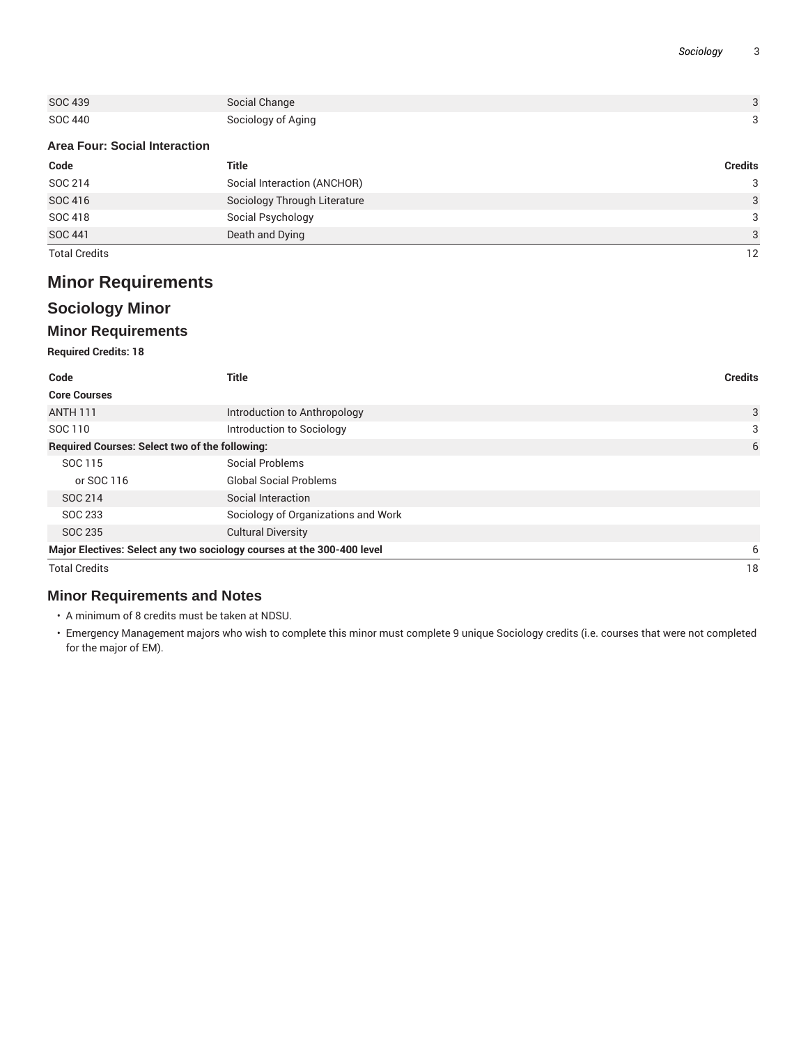| | | |
|---|---|---|
| SOC 439 | Social Change | 3 |
| SOC 440 | Sociology of Aging | 3 |

### Area Four: Social Interaction

| Code | Title | Credits |
|---|---|---|
| SOC 214 | Social Interaction (ANCHOR) | 3 |
| SOC 416 | Sociology Through Literature | 3 |
| SOC 418 | Social Psychology | 3 |
| SOC 441 | Death and Dying | 3 |
| Total Credits | | 12 |

# Minor Requirements

## Sociology Minor

### Minor Requirements

**Required Credits: 18**

| Code | Title | Credits |
|---|---|---|
| **Core Courses** | | |
| ANTH 111 | Introduction to Anthropology | 3 |
| SOC 110 | Introduction to Sociology | 3 |
| **Required Courses: Select two of the following:** | | 6 |
| SOC 115 | Social Problems | |
| or SOC 116 | Global Social Problems | |
| SOC 214 | Social Interaction | |
| SOC 233 | Sociology of Organizations and Work | |
| SOC 235 | Cultural Diversity | |
| **Major Electives: Select any two sociology courses at the 300-400 level** | | 6 |
| Total Credits | | 18 |

### Minor Requirements and Notes

- A minimum of 8 credits must be taken at NDSU.
- Emergency Management majors who wish to complete this minor must complete 9 unique Sociology credits (i.e. courses that were not completed for the major of EM).